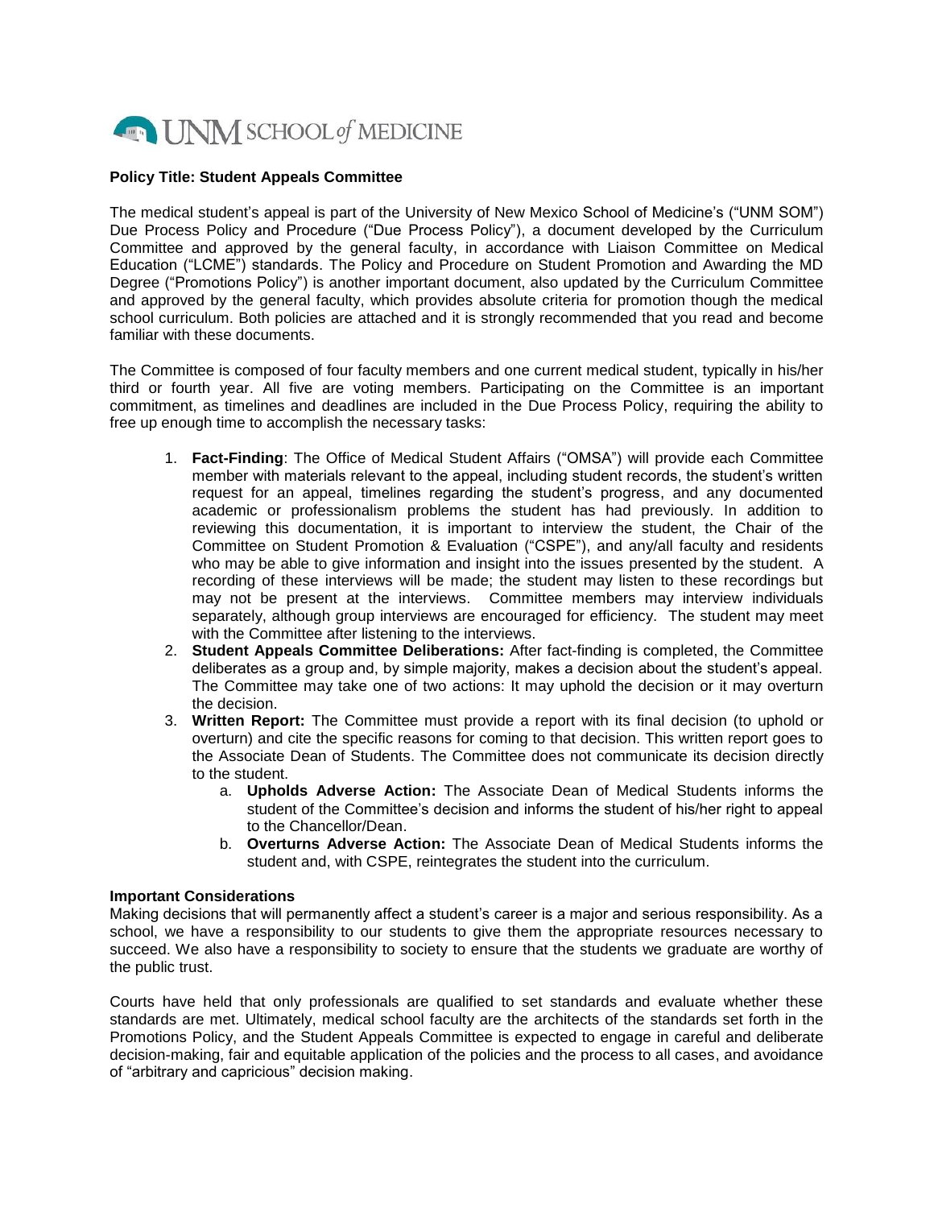UNM SCHOOL *of* MEDICINE

**Policy Title: Student Appeals Committee**

The medical student's appeal is part of the University of New Mexico School of Medicine's ("UNM SOM") Due Process Policy and Procedure ("Due Process Policy"), a document developed by the Curriculum Committee and approved by the general faculty, in accordance with Liaison Committee on Medical Education ("LCME") standards. The Policy and Procedure on Student Promotion and Awarding the MD Degree ("Promotions Policy") is another important document, also updated by the Curriculum Committee and approved by the general faculty, which provides absolute criteria for promotion though the medical school curriculum. Both policies are attached and it is strongly recommended that you read and become familiar with these documents.

The Committee is composed of four faculty members and one current medical student, typically in his/her third or fourth year. All five are voting members. Participating on the Committee is an important commitment, as timelines and deadlines are included in the Due Process Policy, requiring the ability to free up enough time to accomplish the necessary tasks:

1. **Fact-Finding**: The Office of Medical Student Affairs ("OMSA") will provide each Committee member with materials relevant to the appeal, including student records, the student's written request for an appeal, timelines regarding the student's progress, and any documented academic or professionalism problems the student has had previously. In addition to reviewing this documentation, it is important to interview the student, the Chair of the Committee on Student Promotion & Evaluation ("CSPE"), and any/all faculty and residents who may be able to give information and insight into the issues presented by the student. A recording of these interviews will be made; the student may listen to these recordings but may not be present at the interviews. Committee members may interview individuals separately, although group interviews are encouraged for efficiency. The student may meet with the Committee after listening to the interviews.
2. **Student Appeals Committee Deliberations:** After fact-finding is completed, the Committee deliberates as a group and, by simple majority, makes a decision about the student's appeal. The Committee may take one of two actions: It may uphold the decision or it may overturn the decision.
3. **Written Report:** The Committee must provide a report with its final decision (to uphold or overturn) and cite the specific reasons for coming to that decision. This written report goes to the Associate Dean of Students. The Committee does not communicate its decision directly to the student.
    a. **Upholds Adverse Action:** The Associate Dean of Medical Students informs the student of the Committee's decision and informs the student of his/her right to appeal to the Chancellor/Dean.
    b. **Overturns Adverse Action:** The Associate Dean of Medical Students informs the student and, with CSPE, reintegrates the student into the curriculum.

**Important Considerations**

Making decisions that will permanently affect a student's career is a major and serious responsibility. As a school, we have a responsibility to our students to give them the appropriate resources necessary to succeed. We also have a responsibility to society to ensure that the students we graduate are worthy of the public trust.

Courts have held that only professionals are qualified to set standards and evaluate whether these standards are met. Ultimately, medical school faculty are the architects of the standards set forth in the Promotions Policy, and the Student Appeals Committee is expected to engage in careful and deliberate decision-making, fair and equitable application of the policies and the process to all cases, and avoidance of "arbitrary and capricious" decision making.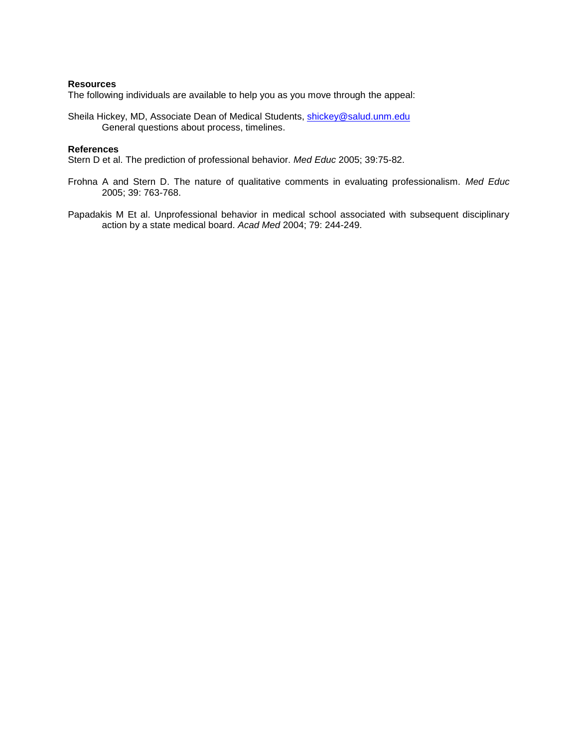**Resources**

The following individuals are available to help you as you move through the appeal:

Sheila Hickey, MD, Associate Dean of Medical Students, shickey@salud.unm.edu
General questions about process, timelines.

**References**

Stern D et al. The prediction of professional behavior. *Med Educ* 2005; 39:75-82.

Frohna A and Stern D. The nature of qualitative comments in evaluating professionalism. *Med Educ* 2005; 39: 763-768.

Papadakis M Et al. Unprofessional behavior in medical school associated with subsequent disciplinary action by a state medical board. *Acad Med* 2004; 79: 244-249.